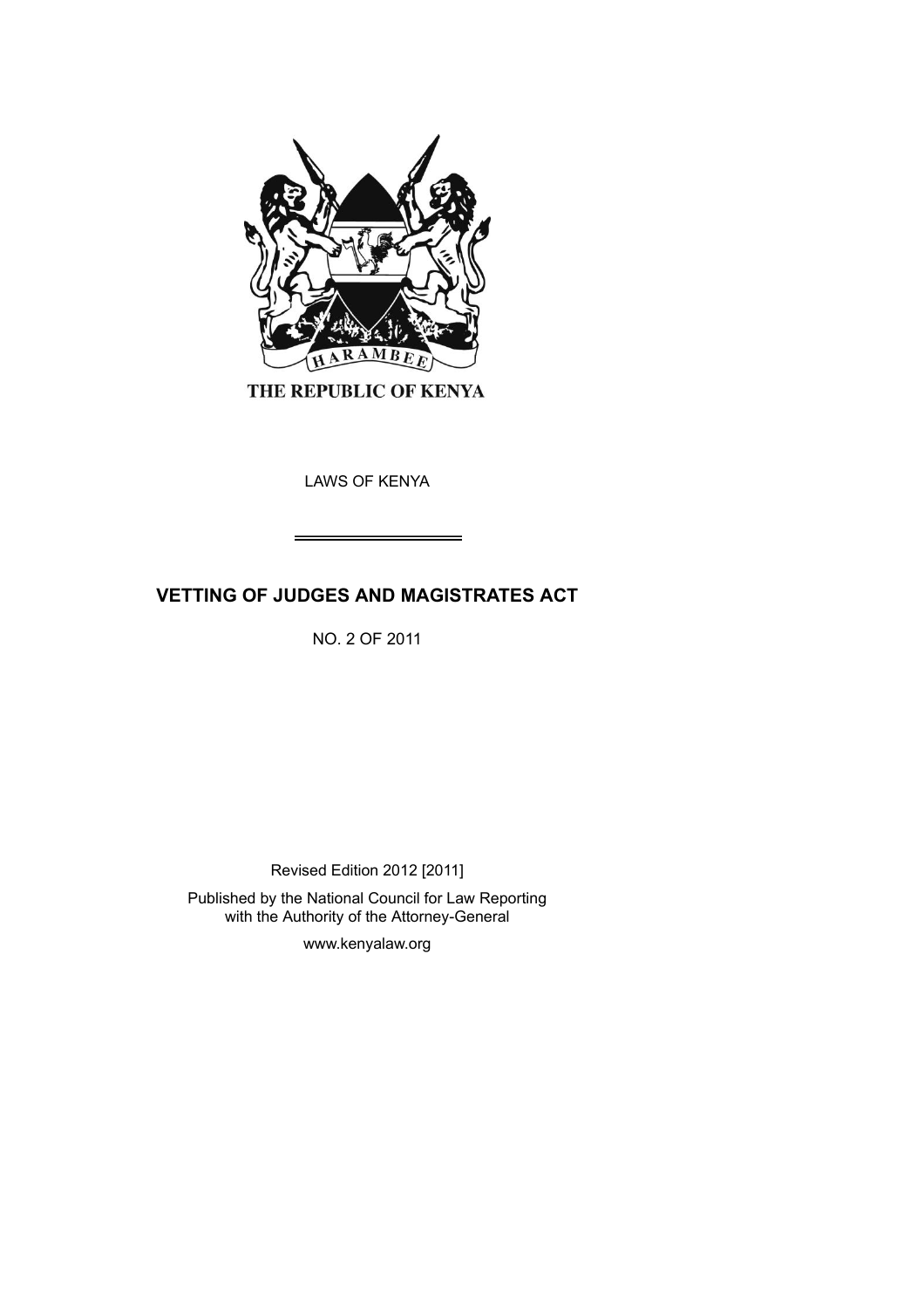THE REPUBLIC OF KENYA

LAWS OF KENYA

# VETTING OF JUDGES AND MAGISTRATES ACT

NO. 2 OF 2011

Revised Edition 2012 [2011]

Published by the National Council for Law Reporting with the Authority of the Attorney-General

www.kenyalaw.org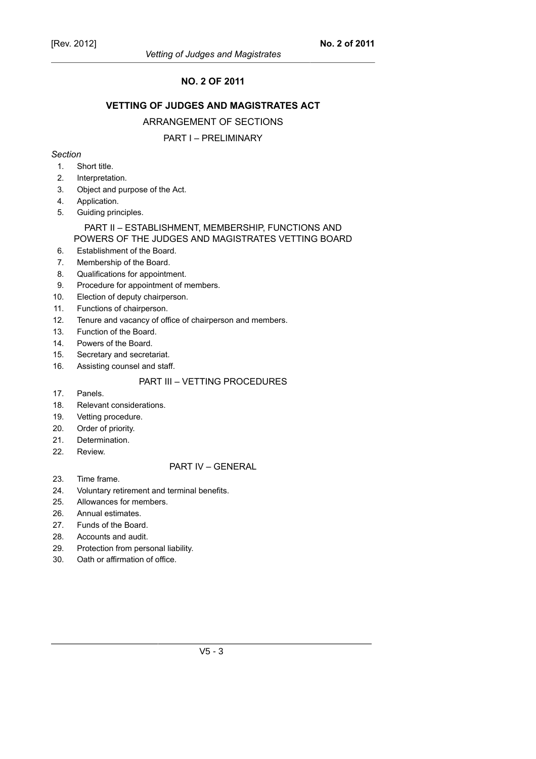# NO. 2 OF 2011

## VETTING OF JUDGES AND MAGISTRATES ACT

### ARRANGEMENT OF SECTIONS

#### PART I – PRELIMINARY

*Section*

1. Short title.
2. Interpretation.
3. Object and purpose of the Act.
4. Application.
5. Guiding principles.

#### PART II – ESTABLISHMENT, MEMBERSHIP, FUNCTIONS AND POWERS OF THE JUDGES AND MAGISTRATES VETTING BOARD

6. Establishment of the Board.
7. Membership of the Board.
8. Qualifications for appointment.
9. Procedure for appointment of members.
10. Election of deputy chairperson.
11. Functions of chairperson.
12. Tenure and vacancy of office of chairperson and members.
13. Function of the Board.
14. Powers of the Board.
15. Secretary and secretariat.
16. Assisting counsel and staff.

#### PART III – VETTING PROCEDURES

17. Panels.
18. Relevant considerations.
19. Vetting procedure.
20. Order of priority.
21. Determination.
22. Review.

#### PART IV – GENERAL

23. Time frame.
24. Voluntary retirement and terminal benefits.
25. Allowances for members.
26. Annual estimates.
27. Funds of the Board.
28. Accounts and audit.
29. Protection from personal liability.
30. Oath or affirmation of office.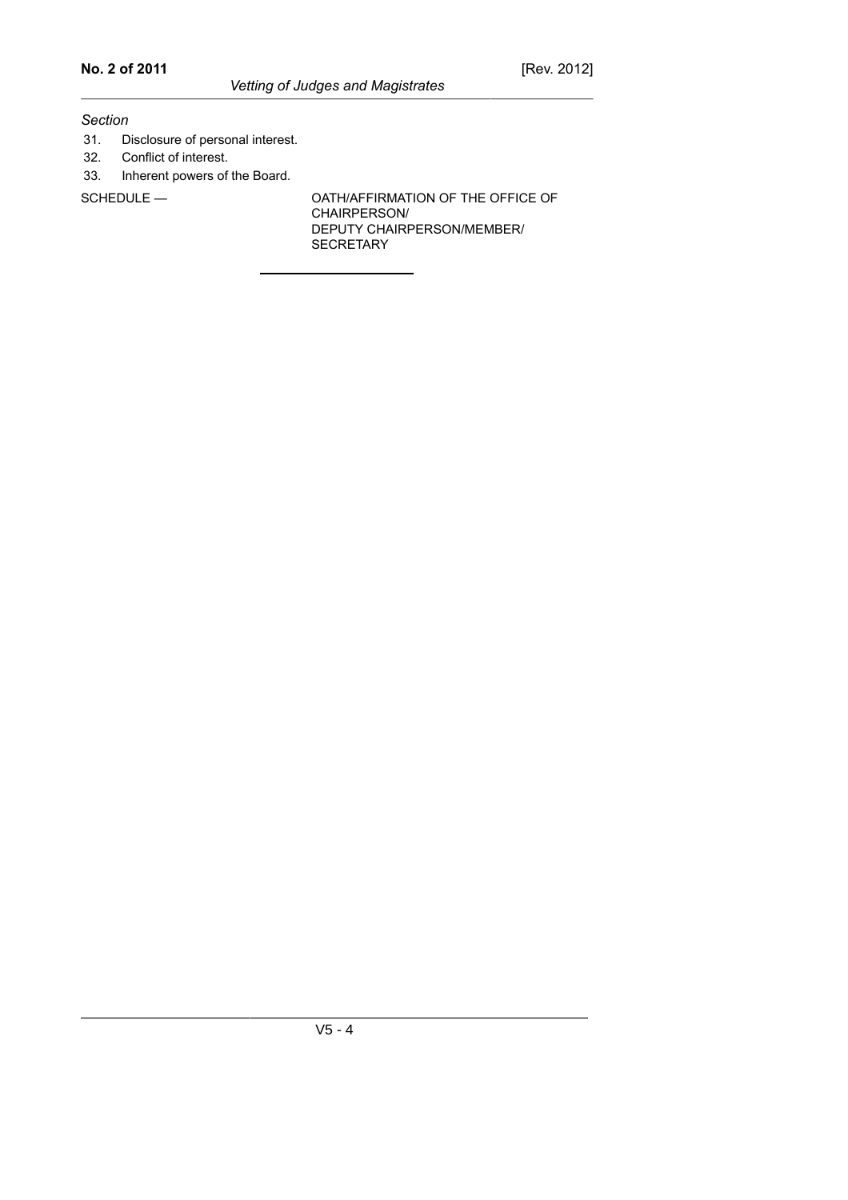*Section*

31. Disclosure of personal interest.
32. Conflict of interest.
33. Inherent powers of the Board.

SCHEDULE — OATH/AFFIRMATION OF THE OFFICE OF CHAIRPERSON/ DEPUTY CHAIRPERSON/MEMBER/ SECRETARY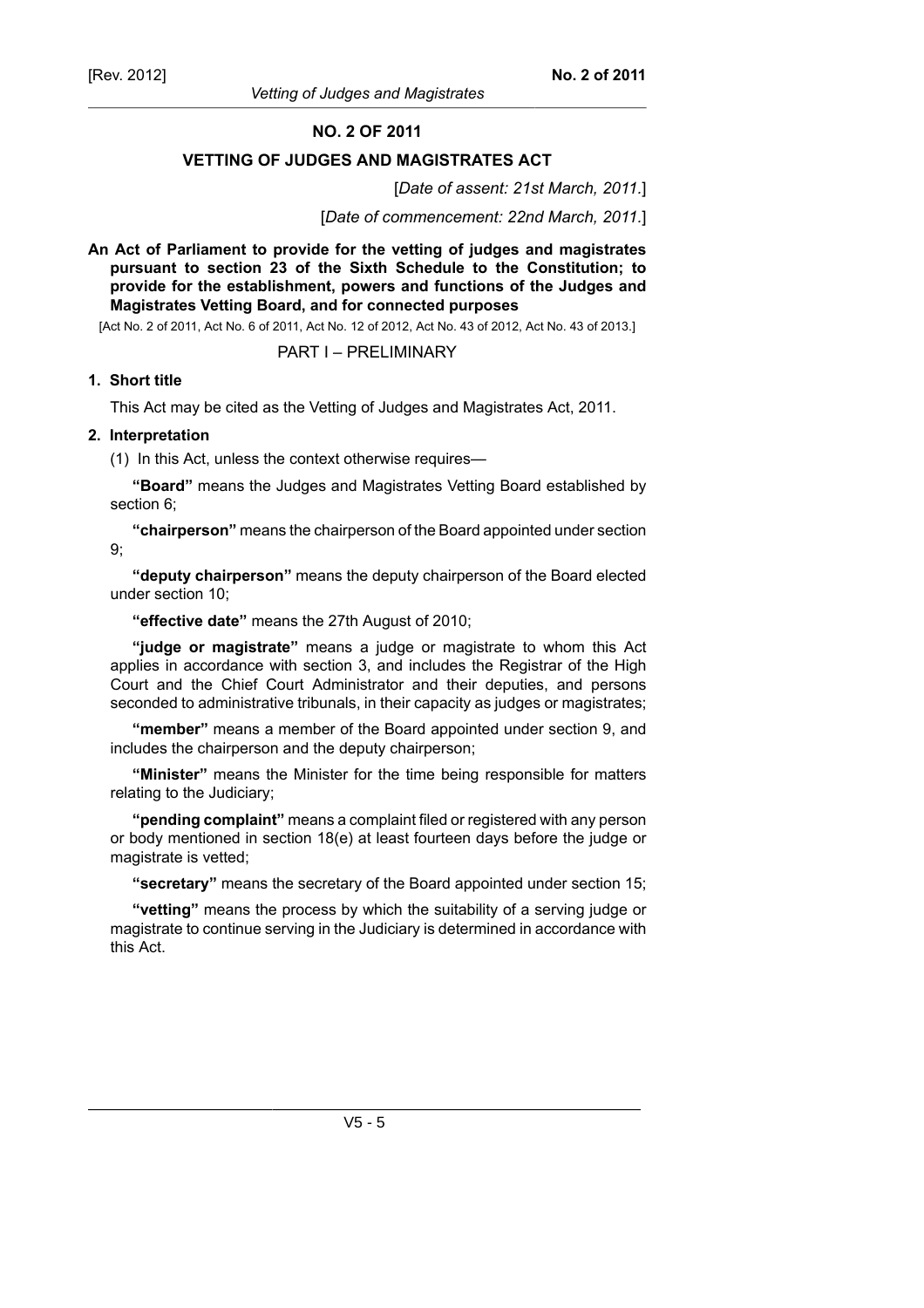# NO. 2 OF 2011

## VETTING OF JUDGES AND MAGISTRATES ACT

[*Date of assent: 21st March, 2011.*]

[*Date of commencement: 22nd March, 2011.*]

**An Act of Parliament to provide for the vetting of judges and magistrates pursuant to section 23 of the Sixth Schedule to the Constitution; to provide for the establishment, powers and functions of the Judges and Magistrates Vetting Board, and for connected purposes**

[Act No. 2 of 2011, Act No. 6 of 2011, Act No. 12 of 2012, Act No. 43 of 2012, Act No. 43 of 2013.]

PART I – PRELIMINARY

**1. Short title**

This Act may be cited as the Vetting of Judges and Magistrates Act, 2011.

**2. Interpretation**

(1) In this Act, unless the context otherwise requires—

**"Board"** means the Judges and Magistrates Vetting Board established by section 6;

**"chairperson"** means the chairperson of the Board appointed under section 9;

**"deputy chairperson"** means the deputy chairperson of the Board elected under section 10;

**"effective date"** means the 27th August of 2010;

**"judge or magistrate"** means a judge or magistrate to whom this Act applies in accordance with section 3, and includes the Registrar of the High Court and the Chief Court Administrator and their deputies, and persons seconded to administrative tribunals, in their capacity as judges or magistrates;

**"member"** means a member of the Board appointed under section 9, and includes the chairperson and the deputy chairperson;

**"Minister"** means the Minister for the time being responsible for matters relating to the Judiciary;

**"pending complaint"** means a complaint filed or registered with any person or body mentioned in section 18(e) at least fourteen days before the judge or magistrate is vetted;

**"secretary"** means the secretary of the Board appointed under section 15;

**"vetting"** means the process by which the suitability of a serving judge or magistrate to continue serving in the Judiciary is determined in accordance with this Act.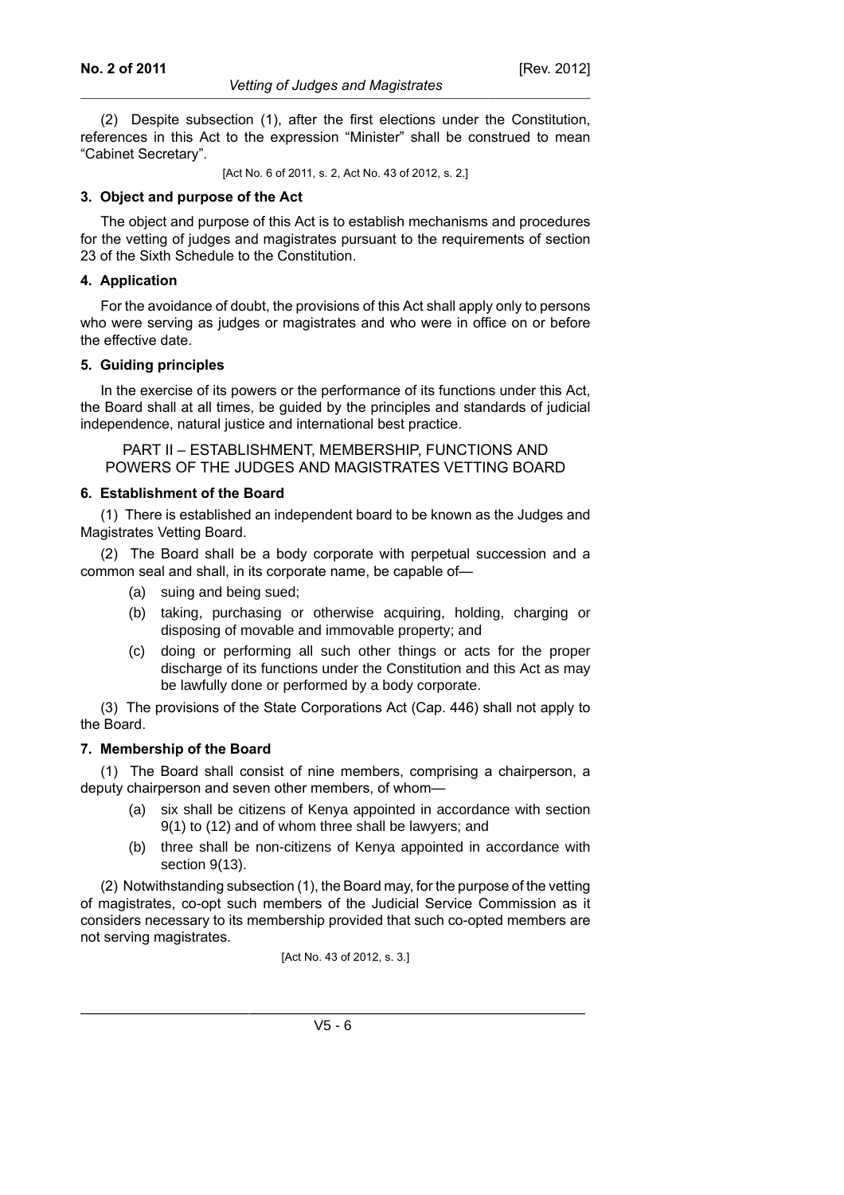(2) Despite subsection (1), after the first elections under the Constitution, references in this Act to the expression "Minister" shall be construed to mean "Cabinet Secretary".

[Act No. 6 of 2011, s. 2, Act No. 43 of 2012, s. 2.]

### 3. Object and purpose of the Act

The object and purpose of this Act is to establish mechanisms and procedures for the vetting of judges and magistrates pursuant to the requirements of section 23 of the Sixth Schedule to the Constitution.

### 4. Application

For the avoidance of doubt, the provisions of this Act shall apply only to persons who were serving as judges or magistrates and who were in office on or before the effective date.

### 5. Guiding principles

In the exercise of its powers or the performance of its functions under this Act, the Board shall at all times, be guided by the principles and standards of judicial independence, natural justice and international best practice.

## PART II – ESTABLISHMENT, MEMBERSHIP, FUNCTIONS AND POWERS OF THE JUDGES AND MAGISTRATES VETTING BOARD

### 6. Establishment of the Board

(1) There is established an independent board to be known as the Judges and Magistrates Vetting Board.

(2) The Board shall be a body corporate with perpetual succession and a common seal and shall, in its corporate name, be capable of—

- (a) suing and being sued;
- (b) taking, purchasing or otherwise acquiring, holding, charging or disposing of movable and immovable property; and
- (c) doing or performing all such other things or acts for the proper discharge of its functions under the Constitution and this Act as may be lawfully done or performed by a body corporate.

(3) The provisions of the State Corporations Act (Cap. 446) shall not apply to the Board.

### 7. Membership of the Board

(1) The Board shall consist of nine members, comprising a chairperson, a deputy chairperson and seven other members, of whom—

- (a) six shall be citizens of Kenya appointed in accordance with section 9(1) to (12) and of whom three shall be lawyers; and
- (b) three shall be non-citizens of Kenya appointed in accordance with section 9(13).

(2) Notwithstanding subsection (1), the Board may, for the purpose of the vetting of magistrates, co-opt such members of the Judicial Service Commission as it considers necessary to its membership provided that such co-opted members are not serving magistrates.

[Act No. 43 of 2012, s. 3.]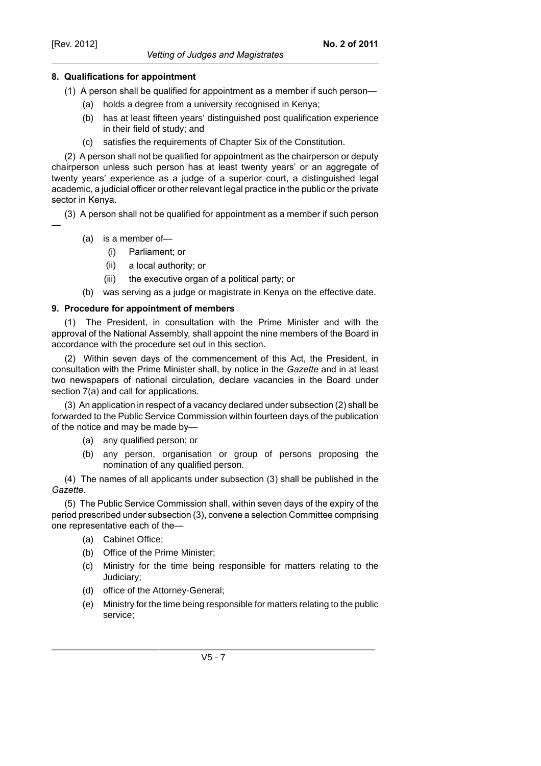### 8. Qualifications for appointment

(1) A person shall be qualified for appointment as a member if such person—

- (a) holds a degree from a university recognised in Kenya;
- (b) has at least fifteen years' distinguished post qualification experience in their field of study; and
- (c) satisfies the requirements of Chapter Six of the Constitution.

(2) A person shall not be qualified for appointment as the chairperson or deputy chairperson unless such person has at least twenty years' or an aggregate of twenty years' experience as a judge of a superior court, a distinguished legal academic, a judicial officer or other relevant legal practice in the public or the private sector in Kenya.

(3) A person shall not be qualified for appointment as a member if such person —

- (a) is a member of—
  - (i) Parliament; or
  - (ii) a local authority; or
  - (iii) the executive organ of a political party; or
- (b) was serving as a judge or magistrate in Kenya on the effective date.

### 9. Procedure for appointment of members

(1) The President, in consultation with the Prime Minister and with the approval of the National Assembly, shall appoint the nine members of the Board in accordance with the procedure set out in this section.

(2) Within seven days of the commencement of this Act, the President, in consultation with the Prime Minister shall, by notice in the *Gazette* and in at least two newspapers of national circulation, declare vacancies in the Board under section 7(a) and call for applications.

(3) An application in respect of a vacancy declared under subsection (2) shall be forwarded to the Public Service Commission within fourteen days of the publication of the notice and may be made by—

- (a) any qualified person; or
- (b) any person, organisation or group of persons proposing the nomination of any qualified person.

(4) The names of all applicants under subsection (3) shall be published in the *Gazette*.

(5) The Public Service Commission shall, within seven days of the expiry of the period prescribed under subsection (3), convene a selection Committee comprising one representative each of the—

- (a) Cabinet Office;
- (b) Office of the Prime Minister;
- (c) Ministry for the time being responsible for matters relating to the Judiciary;
- (d) office of the Attorney-General;
- (e) Ministry for the time being responsible for matters relating to the public service;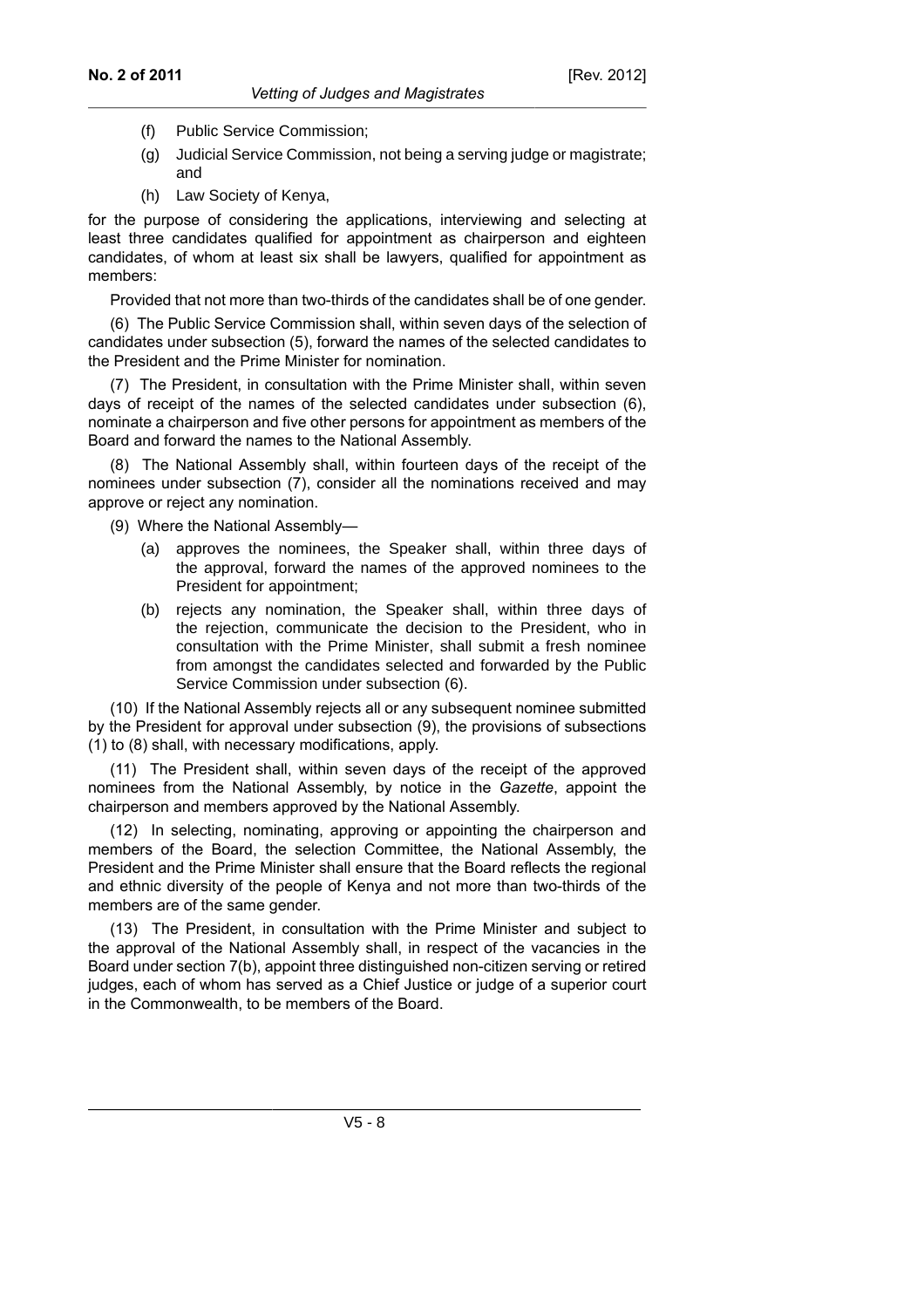(f) Public Service Commission;

(g) Judicial Service Commission, not being a serving judge or magistrate; and

(h) Law Society of Kenya,

for the purpose of considering the applications, interviewing and selecting at least three candidates qualified for appointment as chairperson and eighteen candidates, of whom at least six shall be lawyers, qualified for appointment as members:

Provided that not more than two-thirds of the candidates shall be of one gender.

(6) The Public Service Commission shall, within seven days of the selection of candidates under subsection (5), forward the names of the selected candidates to the President and the Prime Minister for nomination.

(7) The President, in consultation with the Prime Minister shall, within seven days of receipt of the names of the selected candidates under subsection (6), nominate a chairperson and five other persons for appointment as members of the Board and forward the names to the National Assembly.

(8) The National Assembly shall, within fourteen days of the receipt of the nominees under subsection (7), consider all the nominations received and may approve or reject any nomination.

(9) Where the National Assembly—

(a) approves the nominees, the Speaker shall, within three days of the approval, forward the names of the approved nominees to the President for appointment;

(b) rejects any nomination, the Speaker shall, within three days of the rejection, communicate the decision to the President, who in consultation with the Prime Minister, shall submit a fresh nominee from amongst the candidates selected and forwarded by the Public Service Commission under subsection (6).

(10) If the National Assembly rejects all or any subsequent nominee submitted by the President for approval under subsection (9), the provisions of subsections (1) to (8) shall, with necessary modifications, apply.

(11) The President shall, within seven days of the receipt of the approved nominees from the National Assembly, by notice in the *Gazette*, appoint the chairperson and members approved by the National Assembly.

(12) In selecting, nominating, approving or appointing the chairperson and members of the Board, the selection Committee, the National Assembly, the President and the Prime Minister shall ensure that the Board reflects the regional and ethnic diversity of the people of Kenya and not more than two-thirds of the members are of the same gender.

(13) The President, in consultation with the Prime Minister and subject to the approval of the National Assembly shall, in respect of the vacancies in the Board under section 7(b), appoint three distinguished non-citizen serving or retired judges, each of whom has served as a Chief Justice or judge of a superior court in the Commonwealth, to be members of the Board.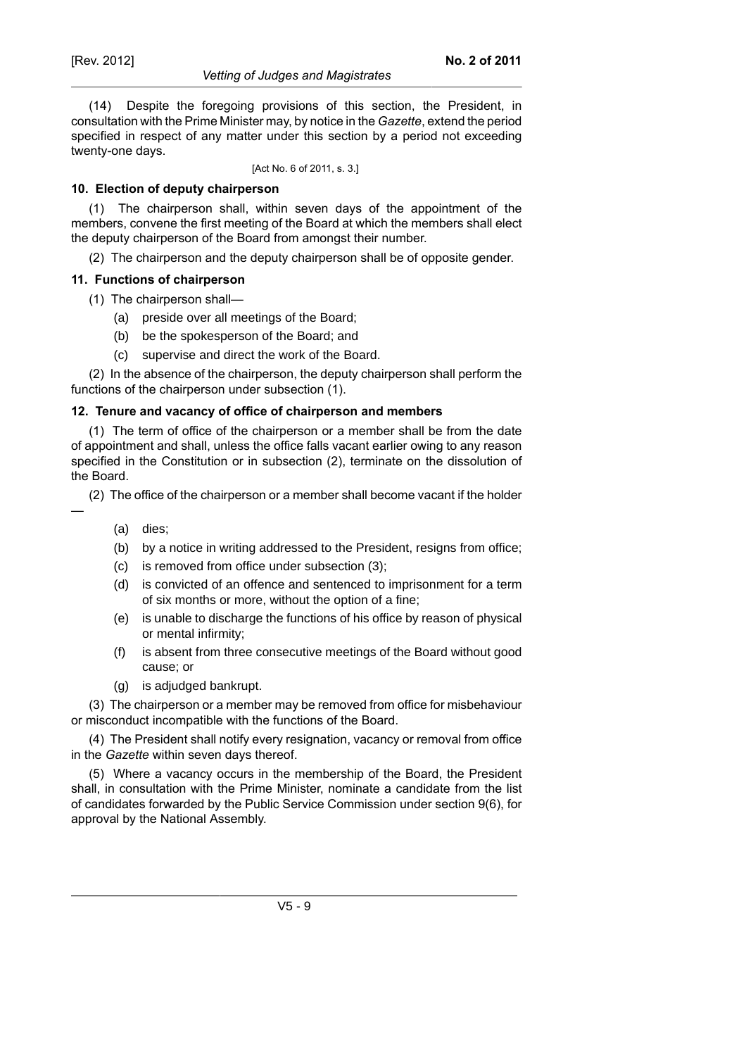(14) Despite the foregoing provisions of this section, the President, in consultation with the Prime Minister may, by notice in the *Gazette*, extend the period specified in respect of any matter under this section by a period not exceeding twenty-one days.

[Act No. 6 of 2011, s. 3.]

**10. Election of deputy chairperson**

(1) The chairperson shall, within seven days of the appointment of the members, convene the first meeting of the Board at which the members shall elect the deputy chairperson of the Board from amongst their number.

(2) The chairperson and the deputy chairperson shall be of opposite gender.

**11. Functions of chairperson**

(1) The chairperson shall—

- (a) preside over all meetings of the Board;
- (b) be the spokesperson of the Board; and
- (c) supervise and direct the work of the Board.

(2) In the absence of the chairperson, the deputy chairperson shall perform the functions of the chairperson under subsection (1).

**12. Tenure and vacancy of office of chairperson and members**

(1) The term of office of the chairperson or a member shall be from the date of appointment and shall, unless the office falls vacant earlier owing to any reason specified in the Constitution or in subsection (2), terminate on the dissolution of the Board.

(2) The office of the chairperson or a member shall become vacant if the holder —

- (a) dies;
- (b) by a notice in writing addressed to the President, resigns from office;
- (c) is removed from office under subsection (3);
- (d) is convicted of an offence and sentenced to imprisonment for a term of six months or more, without the option of a fine;
- (e) is unable to discharge the functions of his office by reason of physical or mental infirmity;
- (f) is absent from three consecutive meetings of the Board without good cause; or
- (g) is adjudged bankrupt.

(3) The chairperson or a member may be removed from office for misbehaviour or misconduct incompatible with the functions of the Board.

(4) The President shall notify every resignation, vacancy or removal from office in the *Gazette* within seven days thereof.

(5) Where a vacancy occurs in the membership of the Board, the President shall, in consultation with the Prime Minister, nominate a candidate from the list of candidates forwarded by the Public Service Commission under section 9(6), for approval by the National Assembly.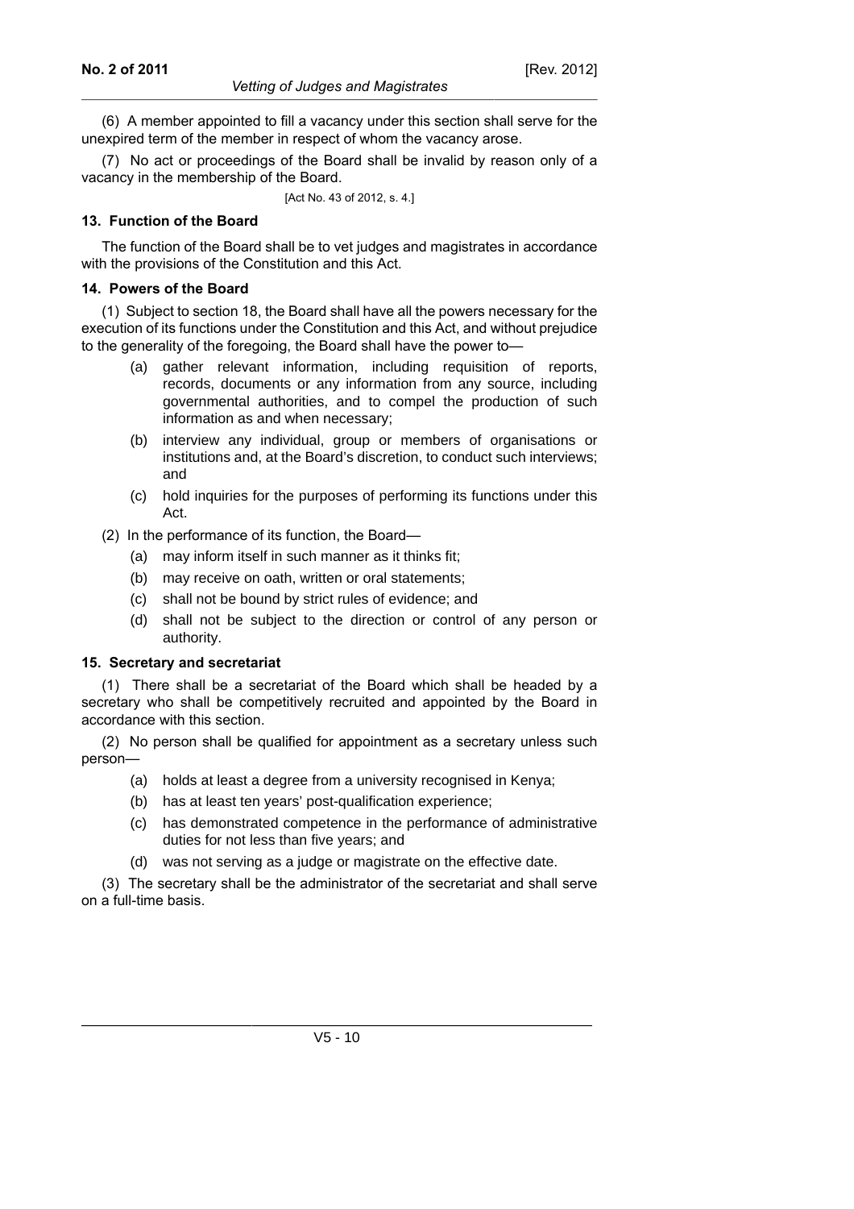(6) A member appointed to fill a vacancy under this section shall serve for the unexpired term of the member in respect of whom the vacancy arose.

(7) No act or proceedings of the Board shall be invalid by reason only of a vacancy in the membership of the Board.

[Act No. 43 of 2012, s. 4.]

### 13. Function of the Board

The function of the Board shall be to vet judges and magistrates in accordance with the provisions of the Constitution and this Act.

### 14. Powers of the Board

(1) Subject to section 18, the Board shall have all the powers necessary for the execution of its functions under the Constitution and this Act, and without prejudice to the generality of the foregoing, the Board shall have the power to—

- (a) gather relevant information, including requisition of reports, records, documents or any information from any source, including governmental authorities, and to compel the production of such information as and when necessary;
- (b) interview any individual, group or members of organisations or institutions and, at the Board's discretion, to conduct such interviews; and
- (c) hold inquiries for the purposes of performing its functions under this Act.

(2) In the performance of its function, the Board—

- (a) may inform itself in such manner as it thinks fit;
- (b) may receive on oath, written or oral statements;
- (c) shall not be bound by strict rules of evidence; and
- (d) shall not be subject to the direction or control of any person or authority.

### 15. Secretary and secretariat

(1) There shall be a secretariat of the Board which shall be headed by a secretary who shall be competitively recruited and appointed by the Board in accordance with this section.

(2) No person shall be qualified for appointment as a secretary unless such person—

- (a) holds at least a degree from a university recognised in Kenya;
- (b) has at least ten years' post-qualification experience;
- (c) has demonstrated competence in the performance of administrative duties for not less than five years; and
- (d) was not serving as a judge or magistrate on the effective date.

(3) The secretary shall be the administrator of the secretariat and shall serve on a full-time basis.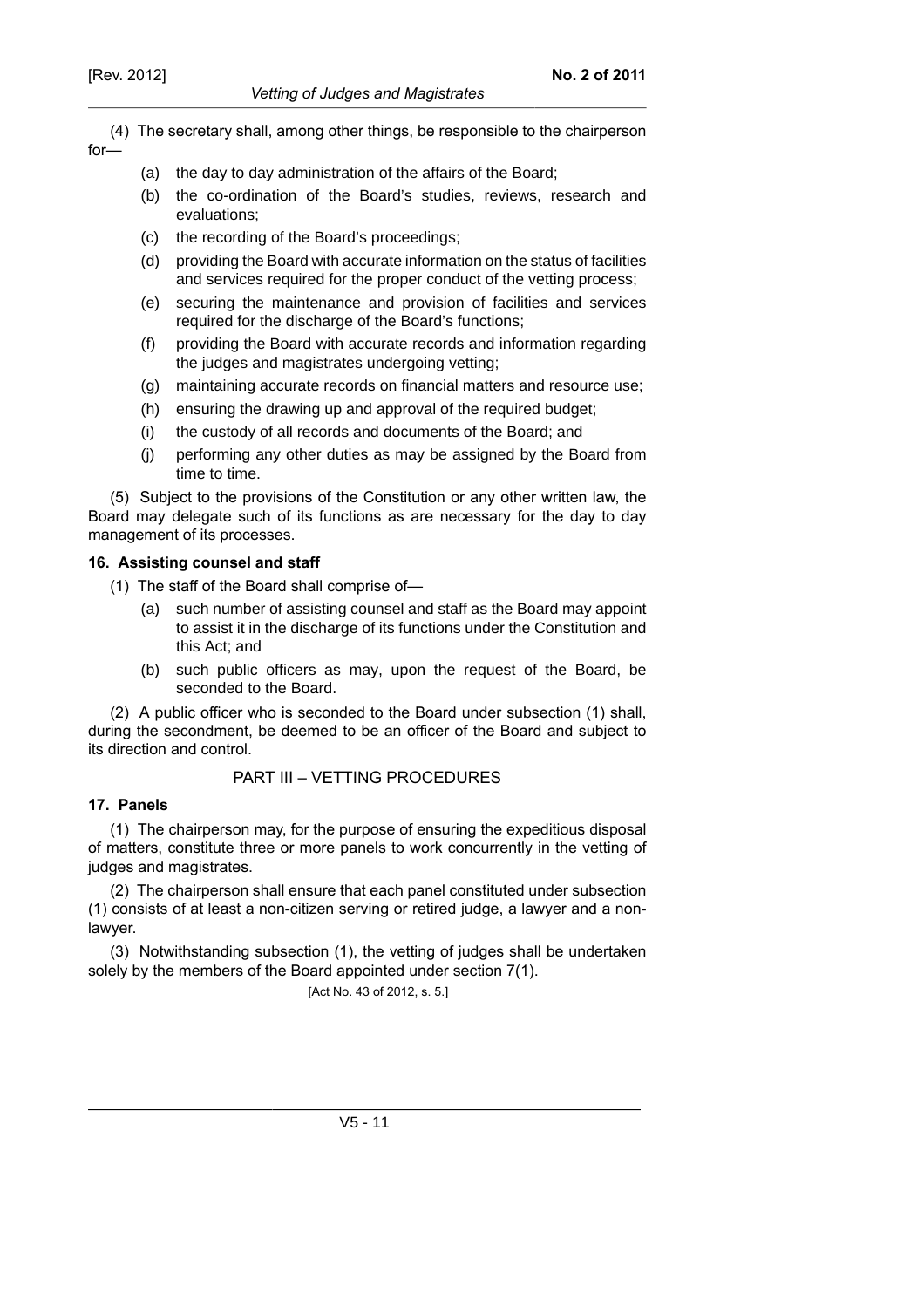(4) The secretary shall, among other things, be responsible to the chairperson for—

- (a) the day to day administration of the affairs of the Board;
- (b) the co-ordination of the Board's studies, reviews, research and evaluations;
- (c) the recording of the Board's proceedings;
- (d) providing the Board with accurate information on the status of facilities and services required for the proper conduct of the vetting process;
- (e) securing the maintenance and provision of facilities and services required for the discharge of the Board's functions;
- (f) providing the Board with accurate records and information regarding the judges and magistrates undergoing vetting;
- (g) maintaining accurate records on financial matters and resource use;
- (h) ensuring the drawing up and approval of the required budget;
- (i) the custody of all records and documents of the Board; and
- (j) performing any other duties as may be assigned by the Board from time to time.

(5) Subject to the provisions of the Constitution or any other written law, the Board may delegate such of its functions as are necessary for the day to day management of its processes.

**16. Assisting counsel and staff**

(1) The staff of the Board shall comprise of—

- (a) such number of assisting counsel and staff as the Board may appoint to assist it in the discharge of its functions under the Constitution and this Act; and
- (b) such public officers as may, upon the request of the Board, be seconded to the Board.

(2) A public officer who is seconded to the Board under subsection (1) shall, during the secondment, be deemed to be an officer of the Board and subject to its direction and control.

## PART III – VETTING PROCEDURES

**17. Panels**

(1) The chairperson may, for the purpose of ensuring the expeditious disposal of matters, constitute three or more panels to work concurrently in the vetting of judges and magistrates.

(2) The chairperson shall ensure that each panel constituted under subsection (1) consists of at least a non-citizen serving or retired judge, a lawyer and a non-lawyer.

(3) Notwithstanding subsection (1), the vetting of judges shall be undertaken solely by the members of the Board appointed under section 7(1).

[Act No. 43 of 2012, s. 5.]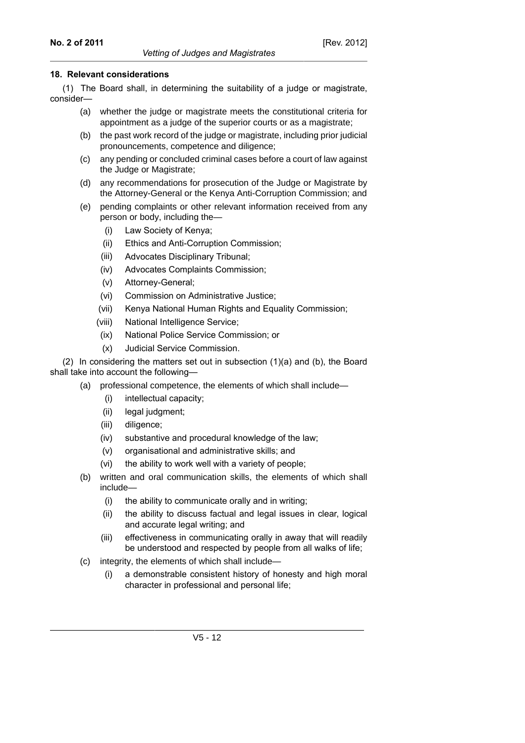**18. Relevant considerations**

(1) The Board shall, in determining the suitability of a judge or magistrate, consider—

- (a) whether the judge or magistrate meets the constitutional criteria for appointment as a judge of the superior courts or as a magistrate;
- (b) the past work record of the judge or magistrate, including prior judicial pronouncements, competence and diligence;
- (c) any pending or concluded criminal cases before a court of law against the Judge or Magistrate;
- (d) any recommendations for prosecution of the Judge or Magistrate by the Attorney-General or the Kenya Anti-Corruption Commission; and
- (e) pending complaints or other relevant information received from any person or body, including the—
  - (i) Law Society of Kenya;
  - (ii) Ethics and Anti-Corruption Commission;
  - (iii) Advocates Disciplinary Tribunal;
  - (iv) Advocates Complaints Commission;
  - (v) Attorney-General;
  - (vi) Commission on Administrative Justice;
  - (vii) Kenya National Human Rights and Equality Commission;
  - (viii) National Intelligence Service;
  - (ix) National Police Service Commission; or
  - (x) Judicial Service Commission.

(2) In considering the matters set out in subsection (1)(a) and (b), the Board shall take into account the following—

- (a) professional competence, the elements of which shall include—
  - (i) intellectual capacity;
  - (ii) legal judgment;
  - (iii) diligence;
  - (iv) substantive and procedural knowledge of the law;
  - (v) organisational and administrative skills; and
  - (vi) the ability to work well with a variety of people;
- (b) written and oral communication skills, the elements of which shall include—
  - (i) the ability to communicate orally and in writing;
  - (ii) the ability to discuss factual and legal issues in clear, logical and accurate legal writing; and
  - (iii) effectiveness in communicating orally in away that will readily be understood and respected by people from all walks of life;
- (c) integrity, the elements of which shall include—
  - (i) a demonstrable consistent history of honesty and high moral character in professional and personal life;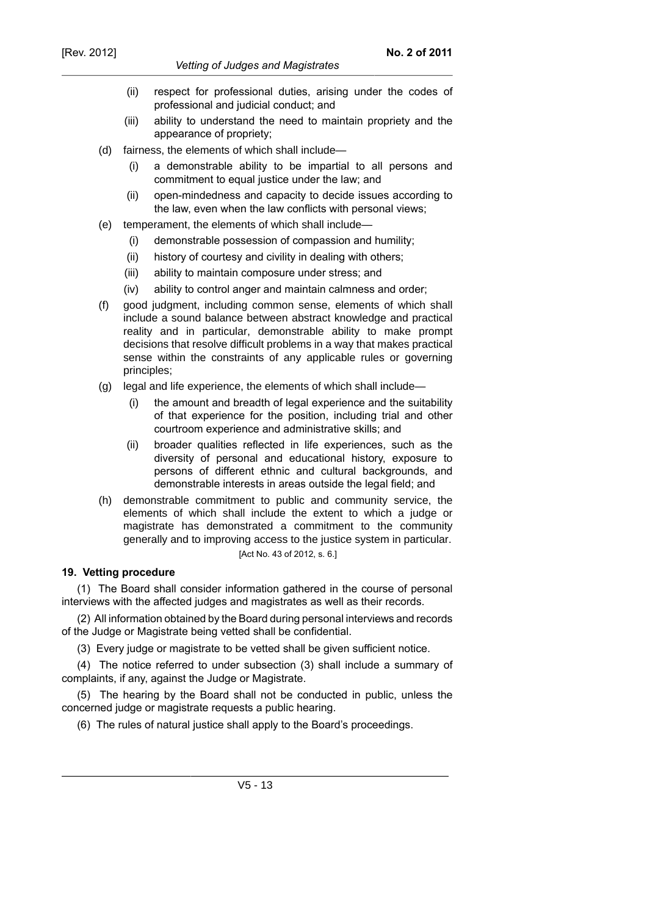(ii) respect for professional duties, arising under the codes of professional and judicial conduct; and

(iii) ability to understand the need to maintain propriety and the appearance of propriety;

(d) fairness, the elements of which shall include—

(i) a demonstrable ability to be impartial to all persons and commitment to equal justice under the law; and

(ii) open-mindedness and capacity to decide issues according to the law, even when the law conflicts with personal views;

(e) temperament, the elements of which shall include—

(i) demonstrable possession of compassion and humility;

(ii) history of courtesy and civility in dealing with others;

(iii) ability to maintain composure under stress; and

(iv) ability to control anger and maintain calmness and order;

(f) good judgment, including common sense, elements of which shall include a sound balance between abstract knowledge and practical reality and in particular, demonstrable ability to make prompt decisions that resolve difficult problems in a way that makes practical sense within the constraints of any applicable rules or governing principles;

(g) legal and life experience, the elements of which shall include—

(i) the amount and breadth of legal experience and the suitability of that experience for the position, including trial and other courtroom experience and administrative skills; and

(ii) broader qualities reflected in life experiences, such as the diversity of personal and educational history, exposure to persons of different ethnic and cultural backgrounds, and demonstrable interests in areas outside the legal field; and

(h) demonstrable commitment to public and community service, the elements of which shall include the extent to which a judge or magistrate has demonstrated a commitment to the community generally and to improving access to the justice system in particular.

[Act No. 43 of 2012, s. 6.]

**19. Vetting procedure**

(1) The Board shall consider information gathered in the course of personal interviews with the affected judges and magistrates as well as their records.

(2) All information obtained by the Board during personal interviews and records of the Judge or Magistrate being vetted shall be confidential.

(3) Every judge or magistrate to be vetted shall be given sufficient notice.

(4) The notice referred to under subsection (3) shall include a summary of complaints, if any, against the Judge or Magistrate.

(5) The hearing by the Board shall not be conducted in public, unless the concerned judge or magistrate requests a public hearing.

(6) The rules of natural justice shall apply to the Board's proceedings.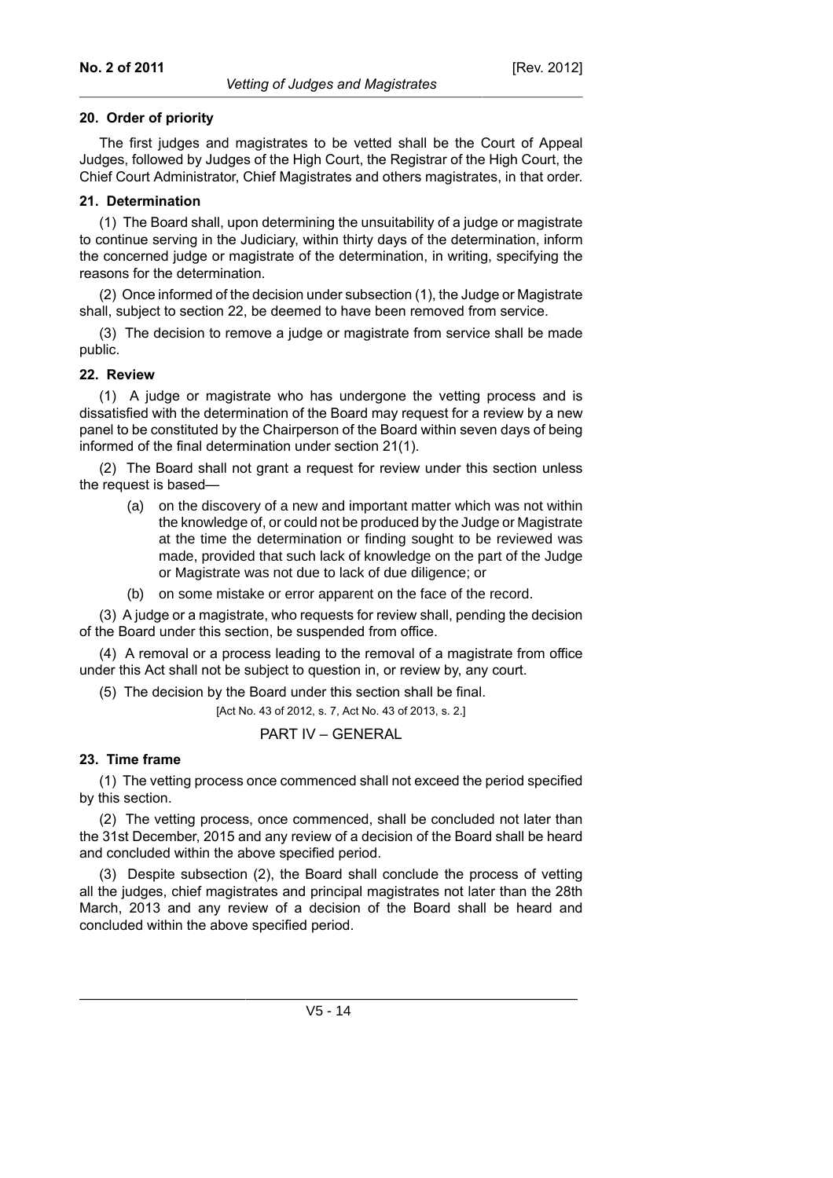### 20. Order of priority

The first judges and magistrates to be vetted shall be the Court of Appeal Judges, followed by Judges of the High Court, the Registrar of the High Court, the Chief Court Administrator, Chief Magistrates and others magistrates, in that order.

### 21. Determination

(1) The Board shall, upon determining the unsuitability of a judge or magistrate to continue serving in the Judiciary, within thirty days of the determination, inform the concerned judge or magistrate of the determination, in writing, specifying the reasons for the determination.

(2) Once informed of the decision under subsection (1), the Judge or Magistrate shall, subject to section 22, be deemed to have been removed from service.

(3) The decision to remove a judge or magistrate from service shall be made public.

### 22. Review

(1) A judge or magistrate who has undergone the vetting process and is dissatisfied with the determination of the Board may request for a review by a new panel to be constituted by the Chairperson of the Board within seven days of being informed of the final determination under section 21(1).

(2) The Board shall not grant a request for review under this section unless the request is based—

- (a) on the discovery of a new and important matter which was not within the knowledge of, or could not be produced by the Judge or Magistrate at the time the determination or finding sought to be reviewed was made, provided that such lack of knowledge on the part of the Judge or Magistrate was not due to lack of due diligence; or
- (b) on some mistake or error apparent on the face of the record.

(3) A judge or a magistrate, who requests for review shall, pending the decision of the Board under this section, be suspended from office.

(4) A removal or a process leading to the removal of a magistrate from office under this Act shall not be subject to question in, or review by, any court.

(5) The decision by the Board under this section shall be final.

[Act No. 43 of 2012, s. 7, Act No. 43 of 2013, s. 2.]

## PART IV – GENERAL

### 23. Time frame

(1) The vetting process once commenced shall not exceed the period specified by this section.

(2) The vetting process, once commenced, shall be concluded not later than the 31st December, 2015 and any review of a decision of the Board shall be heard and concluded within the above specified period.

(3) Despite subsection (2), the Board shall conclude the process of vetting all the judges, chief magistrates and principal magistrates not later than the 28th March, 2013 and any review of a decision of the Board shall be heard and concluded within the above specified period.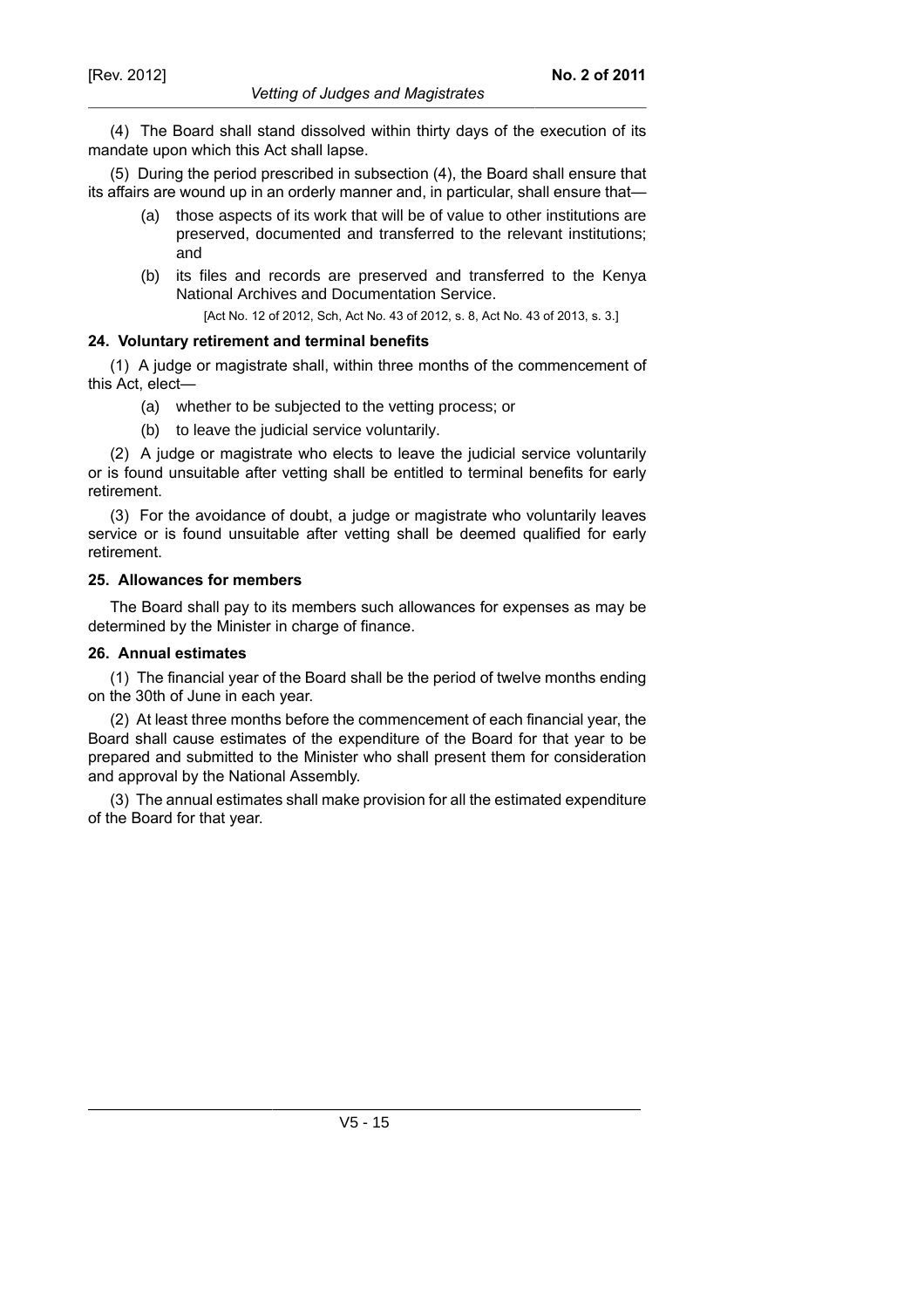(4) The Board shall stand dissolved within thirty days of the execution of its mandate upon which this Act shall lapse.

(5) During the period prescribed in subsection (4), the Board shall ensure that its affairs are wound up in an orderly manner and, in particular, shall ensure that—

- (a) those aspects of its work that will be of value to other institutions are preserved, documented and transferred to the relevant institutions; and
- (b) its files and records are preserved and transferred to the Kenya National Archives and Documentation Service.

[Act No. 12 of 2012, Sch, Act No. 43 of 2012, s. 8, Act No. 43 of 2013, s. 3.]

**24. Voluntary retirement and terminal benefits**

(1) A judge or magistrate shall, within three months of the commencement of this Act, elect—

- (a) whether to be subjected to the vetting process; or
- (b) to leave the judicial service voluntarily.

(2) A judge or magistrate who elects to leave the judicial service voluntarily or is found unsuitable after vetting shall be entitled to terminal benefits for early retirement.

(3) For the avoidance of doubt, a judge or magistrate who voluntarily leaves service or is found unsuitable after vetting shall be deemed qualified for early retirement.

**25. Allowances for members**

The Board shall pay to its members such allowances for expenses as may be determined by the Minister in charge of finance.

**26. Annual estimates**

(1) The financial year of the Board shall be the period of twelve months ending on the 30th of June in each year.

(2) At least three months before the commencement of each financial year, the Board shall cause estimates of the expenditure of the Board for that year to be prepared and submitted to the Minister who shall present them for consideration and approval by the National Assembly.

(3) The annual estimates shall make provision for all the estimated expenditure of the Board for that year.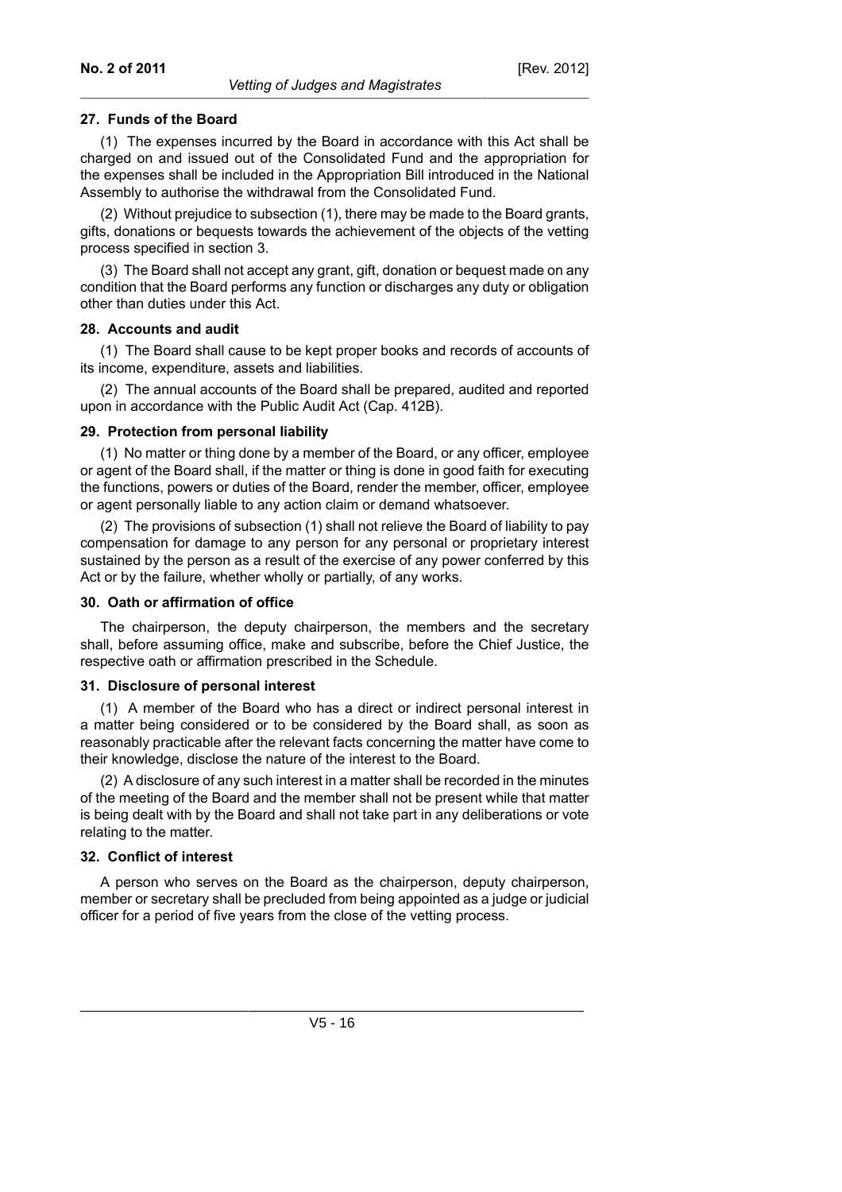#### 27. Funds of the Board

(1) The expenses incurred by the Board in accordance with this Act shall be charged on and issued out of the Consolidated Fund and the appropriation for the expenses shall be included in the Appropriation Bill introduced in the National Assembly to authorise the withdrawal from the Consolidated Fund.

(2) Without prejudice to subsection (1), there may be made to the Board grants, gifts, donations or bequests towards the achievement of the objects of the vetting process specified in section 3.

(3) The Board shall not accept any grant, gift, donation or bequest made on any condition that the Board performs any function or discharges any duty or obligation other than duties under this Act.

#### 28. Accounts and audit

(1) The Board shall cause to be kept proper books and records of accounts of its income, expenditure, assets and liabilities.

(2) The annual accounts of the Board shall be prepared, audited and reported upon in accordance with the Public Audit Act (Cap. 412B).

#### 29. Protection from personal liability

(1) No matter or thing done by a member of the Board, or any officer, employee or agent of the Board shall, if the matter or thing is done in good faith for executing the functions, powers or duties of the Board, render the member, officer, employee or agent personally liable to any action claim or demand whatsoever.

(2) The provisions of subsection (1) shall not relieve the Board of liability to pay compensation for damage to any person for any personal or proprietary interest sustained by the person as a result of the exercise of any power conferred by this Act or by the failure, whether wholly or partially, of any works.

#### 30. Oath or affirmation of office

The chairperson, the deputy chairperson, the members and the secretary shall, before assuming office, make and subscribe, before the Chief Justice, the respective oath or affirmation prescribed in the Schedule.

#### 31. Disclosure of personal interest

(1) A member of the Board who has a direct or indirect personal interest in a matter being considered or to be considered by the Board shall, as soon as reasonably practicable after the relevant facts concerning the matter have come to their knowledge, disclose the nature of the interest to the Board.

(2) A disclosure of any such interest in a matter shall be recorded in the minutes of the meeting of the Board and the member shall not be present while that matter is being dealt with by the Board and shall not take part in any deliberations or vote relating to the matter.

#### 32. Conflict of interest

A person who serves on the Board as the chairperson, deputy chairperson, member or secretary shall be precluded from being appointed as a judge or judicial officer for a period of five years from the close of the vetting process.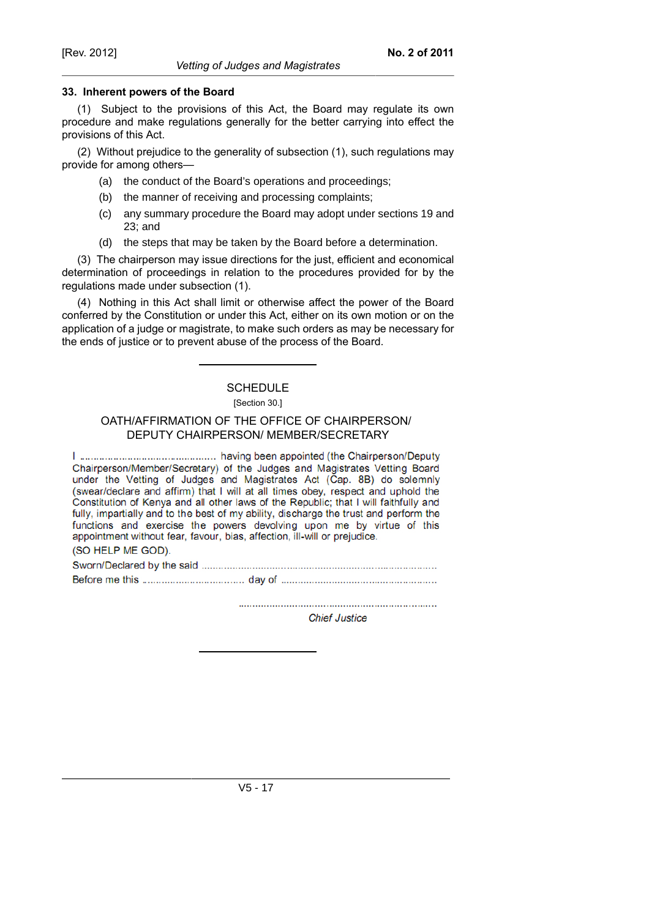### 33. Inherent powers of the Board

(1) Subject to the provisions of this Act, the Board may regulate its own procedure and make regulations generally for the better carrying into effect the provisions of this Act.

(2) Without prejudice to the generality of subsection (1), such regulations may provide for among others—

(a) the conduct of the Board's operations and proceedings;

(b) the manner of receiving and processing complaints;

(c) any summary procedure the Board may adopt under sections 19 and 23; and

(d) the steps that may be taken by the Board before a determination.

(3) The chairperson may issue directions for the just, efficient and economical determination of proceedings in relation to the procedures provided for by the regulations made under subsection (1).

(4) Nothing in this Act shall limit or otherwise affect the power of the Board conferred by the Constitution or under this Act, either on its own motion or on the application of a judge or magistrate, to make such orders as may be necessary for the ends of justice or to prevent abuse of the process of the Board.

---

## SCHEDULE

[Section 30.]

### OATH/AFFIRMATION OF THE OFFICE OF CHAIRPERSON/ DEPUTY CHAIRPERSON/ MEMBER/SECRETARY

I .............................................. having been appointed (the Chairperson/Deputy Chairperson/Member/Secretary) of the Judges and Magistrates Vetting Board under the Vetting of Judges and Magistrates Act (Cap. 8B) do solemnly (swear/declare and affirm) that I will at all times obey, respect and uphold the Constitution of Kenya and all other laws of the Republic; that I will faithfully and fully, impartially and to the best of my ability, discharge the trust and perform the functions and exercise the powers devolving upon me by virtue of this appointment without fear, favour, bias, affection, ill-will or prejudice.

(SO HELP ME GOD).

Sworn/Declared by the said ..........................................................................................

Before me this ................................... day of ........................................................

..................................................................

*Chief Justice*